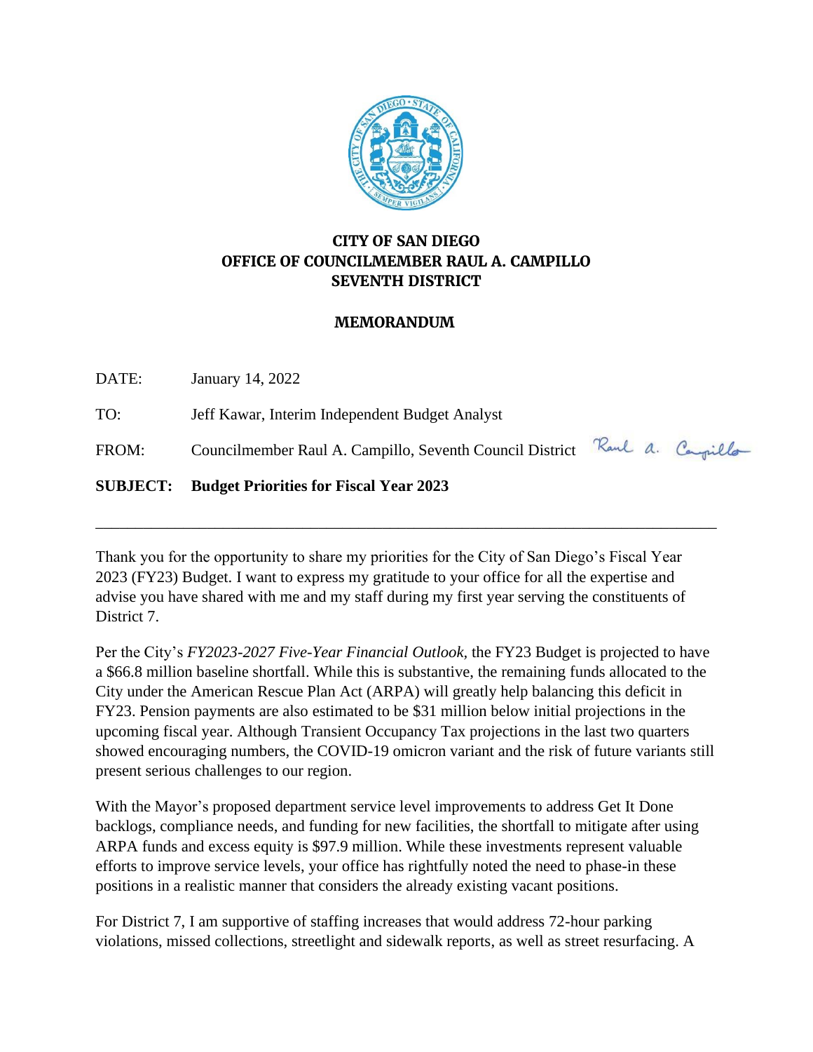**CITY OF SAN DIEGO**
**OFFICE OF COUNCILMEMBER RAUL A. CAMPILLO**
**SEVENTH DISTRICT**

**MEMORANDUM**

DATE: January 14, 2022

TO: Jeff Kawar, Interim Independent Budget Analyst

FROM: Councilmember Raul A. Campillo, Seventh Council District

**SUBJECT: Budget Priorities for Fiscal Year 2023**

---

Thank you for the opportunity to share my priorities for the City of San Diego's Fiscal Year 2023 (FY23) Budget. I want to express my gratitude to your office for all the expertise and advise you have shared with me and my staff during my first year serving the constituents of District 7.

Per the City's *FY2023-2027 Five-Year Financial Outlook,* the FY23 Budget is projected to have a $66.8 million baseline shortfall. While this is substantive, the remaining funds allocated to the City under the American Rescue Plan Act (ARPA) will greatly help balancing this deficit in FY23. Pension payments are also estimated to be $31 million below initial projections in the upcoming fiscal year. Although Transient Occupancy Tax projections in the last two quarters showed encouraging numbers, the COVID-19 omicron variant and the risk of future variants still present serious challenges to our region.

With the Mayor's proposed department service level improvements to address Get It Done backlogs, compliance needs, and funding for new facilities, the shortfall to mitigate after using ARPA funds and excess equity is $97.9 million. While these investments represent valuable efforts to improve service levels, your office has rightfully noted the need to phase-in these positions in a realistic manner that considers the already existing vacant positions.

For District 7, I am supportive of staffing increases that would address 72-hour parking violations, missed collections, streetlight and sidewalk reports, as well as street resurfacing. A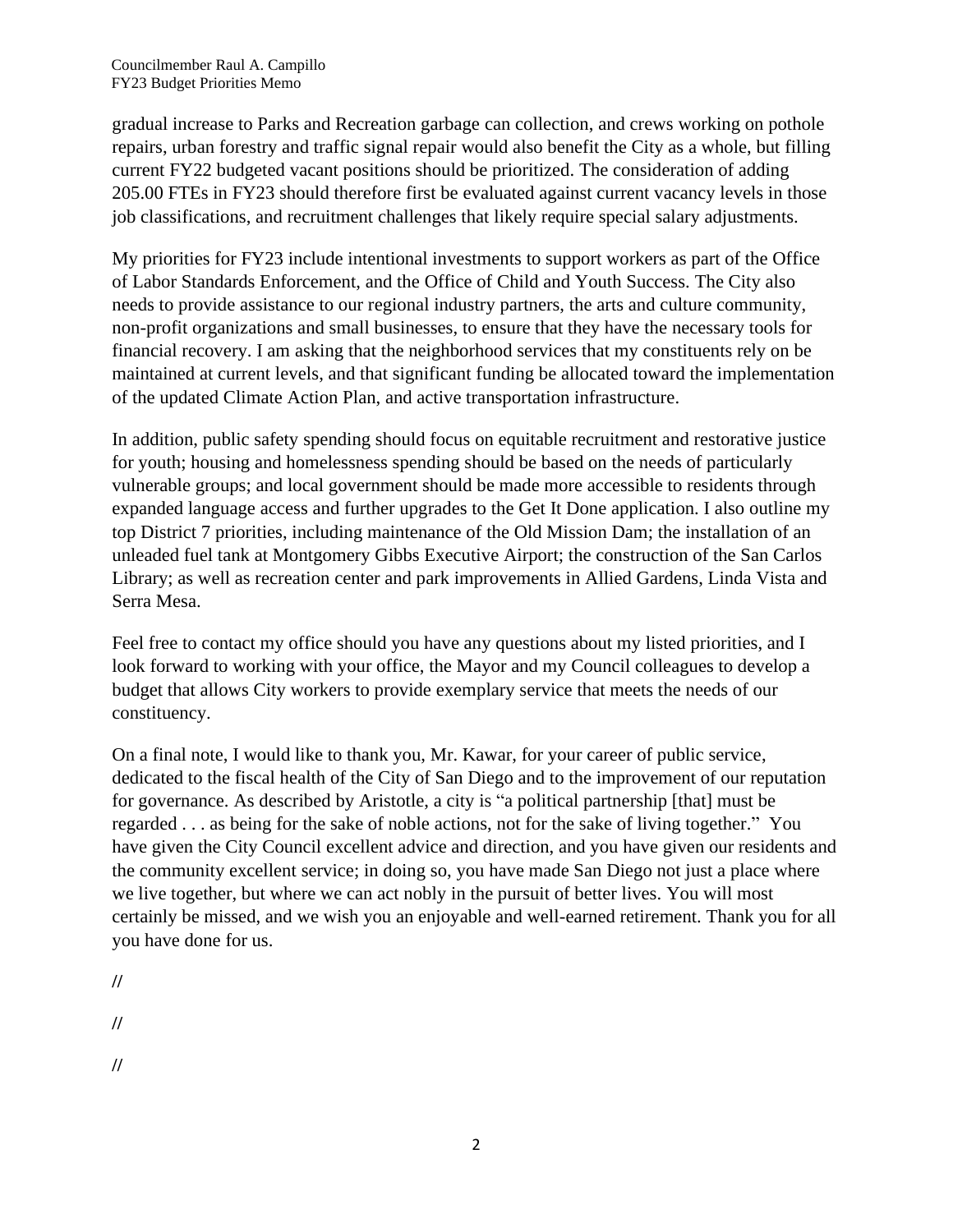gradual increase to Parks and Recreation garbage can collection, and crews working on pothole repairs, urban forestry and traffic signal repair would also benefit the City as a whole, but filling current FY22 budgeted vacant positions should be prioritized. The consideration of adding 205.00 FTEs in FY23 should therefore first be evaluated against current vacancy levels in those job classifications, and recruitment challenges that likely require special salary adjustments.

My priorities for FY23 include intentional investments to support workers as part of the Office of Labor Standards Enforcement, and the Office of Child and Youth Success. The City also needs to provide assistance to our regional industry partners, the arts and culture community, non-profit organizations and small businesses, to ensure that they have the necessary tools for financial recovery. I am asking that the neighborhood services that my constituents rely on be maintained at current levels, and that significant funding be allocated toward the implementation of the updated Climate Action Plan, and active transportation infrastructure.

In addition, public safety spending should focus on equitable recruitment and restorative justice for youth; housing and homelessness spending should be based on the needs of particularly vulnerable groups; and local government should be made more accessible to residents through expanded language access and further upgrades to the Get It Done application. I also outline my top District 7 priorities, including maintenance of the Old Mission Dam; the installation of an unleaded fuel tank at Montgomery Gibbs Executive Airport; the construction of the San Carlos Library; as well as recreation center and park improvements in Allied Gardens, Linda Vista and Serra Mesa.

Feel free to contact my office should you have any questions about my listed priorities, and I look forward to working with your office, the Mayor and my Council colleagues to develop a budget that allows City workers to provide exemplary service that meets the needs of our constituency.

On a final note, I would like to thank you, Mr. Kawar, for your career of public service, dedicated to the fiscal health of the City of San Diego and to the improvement of our reputation for governance. As described by Aristotle, a city is "a political partnership [that] must be regarded . . . as being for the sake of noble actions, not for the sake of living together." You have given the City Council excellent advice and direction, and you have given our residents and the community excellent service; in doing so, you have made San Diego not just a place where we live together, but where we can act nobly in the pursuit of better lives. You will most certainly be missed, and we wish you an enjoyable and well-earned retirement. Thank you for all you have done for us.

//

//

//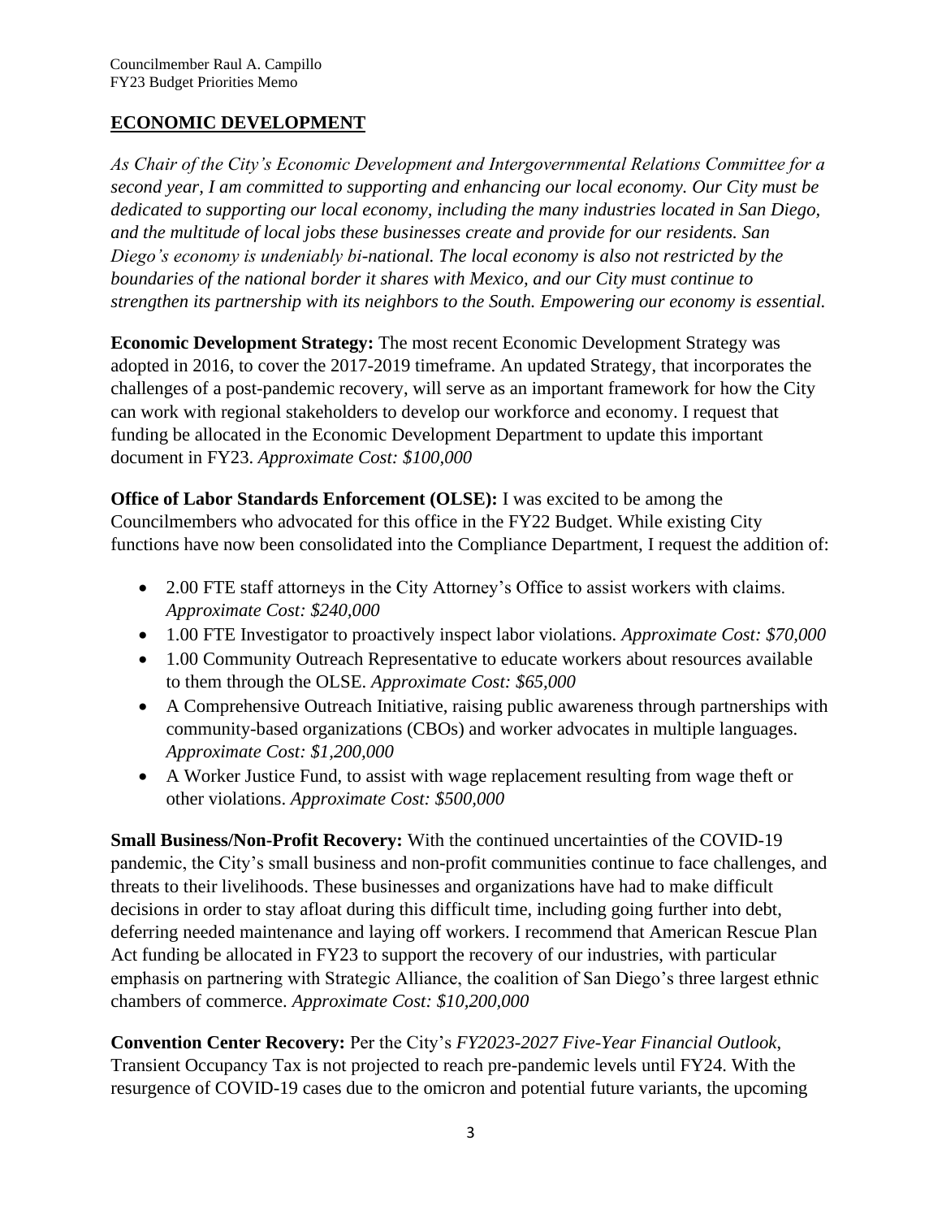## ECONOMIC DEVELOPMENT

*As Chair of the City's Economic Development and Intergovernmental Relations Committee for a second year, I am committed to supporting and enhancing our local economy. Our City must be dedicated to supporting our local economy, including the many industries located in San Diego, and the multitude of local jobs these businesses create and provide for our residents. San Diego's economy is undeniably bi-national. The local economy is also not restricted by the boundaries of the national border it shares with Mexico, and our City must continue to strengthen its partnership with its neighbors to the South. Empowering our economy is essential.*

**Economic Development Strategy:** The most recent Economic Development Strategy was adopted in 2016, to cover the 2017-2019 timeframe. An updated Strategy, that incorporates the challenges of a post-pandemic recovery, will serve as an important framework for how the City can work with regional stakeholders to develop our workforce and economy. I request that funding be allocated in the Economic Development Department to update this important document in FY23. *Approximate Cost: $100,000*

**Office of Labor Standards Enforcement (OLSE):** I was excited to be among the Councilmembers who advocated for this office in the FY22 Budget. While existing City functions have now been consolidated into the Compliance Department, I request the addition of:

- 2.00 FTE staff attorneys in the City Attorney's Office to assist workers with claims. *Approximate Cost: $240,000*
- 1.00 FTE Investigator to proactively inspect labor violations. *Approximate Cost: $70,000*
- 1.00 Community Outreach Representative to educate workers about resources available to them through the OLSE. *Approximate Cost: $65,000*
- A Comprehensive Outreach Initiative, raising public awareness through partnerships with community-based organizations (CBOs) and worker advocates in multiple languages. *Approximate Cost: $1,200,000*
- A Worker Justice Fund, to assist with wage replacement resulting from wage theft or other violations. *Approximate Cost: $500,000*

**Small Business/Non-Profit Recovery:** With the continued uncertainties of the COVID-19 pandemic, the City's small business and non-profit communities continue to face challenges, and threats to their livelihoods. These businesses and organizations have had to make difficult decisions in order to stay afloat during this difficult time, including going further into debt, deferring needed maintenance and laying off workers. I recommend that American Rescue Plan Act funding be allocated in FY23 to support the recovery of our industries, with particular emphasis on partnering with Strategic Alliance, the coalition of San Diego's three largest ethnic chambers of commerce. *Approximate Cost: $10,200,000*

**Convention Center Recovery:** Per the City's *FY2023-2027 Five-Year Financial Outlook*, Transient Occupancy Tax is not projected to reach pre-pandemic levels until FY24. With the resurgence of COVID-19 cases due to the omicron and potential future variants, the upcoming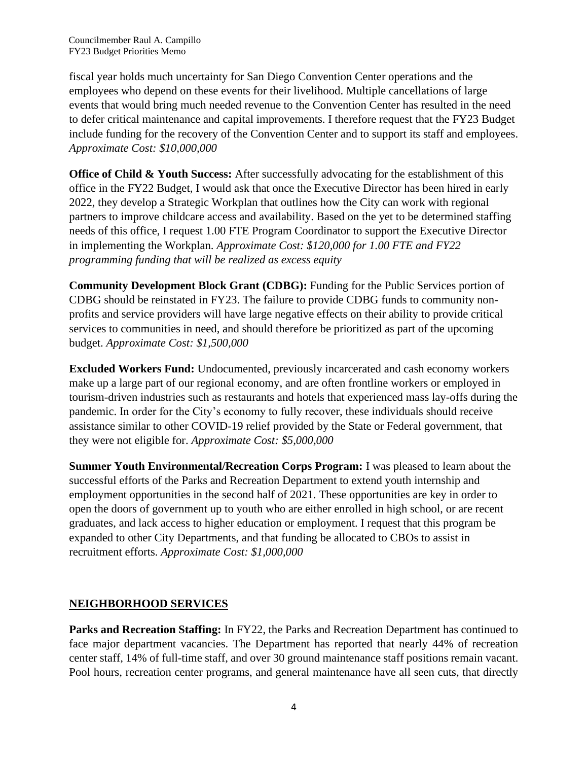fiscal year holds much uncertainty for San Diego Convention Center operations and the employees who depend on these events for their livelihood. Multiple cancellations of large events that would bring much needed revenue to the Convention Center has resulted in the need to defer critical maintenance and capital improvements. I therefore request that the FY23 Budget include funding for the recovery of the Convention Center and to support its staff and employees. *Approximate Cost: $10,000,000*

**Office of Child & Youth Success:** After successfully advocating for the establishment of this office in the FY22 Budget, I would ask that once the Executive Director has been hired in early 2022, they develop a Strategic Workplan that outlines how the City can work with regional partners to improve childcare access and availability. Based on the yet to be determined staffing needs of this office, I request 1.00 FTE Program Coordinator to support the Executive Director in implementing the Workplan. *Approximate Cost: $120,000 for 1.00 FTE and FY22 programming funding that will be realized as excess equity*

**Community Development Block Grant (CDBG):** Funding for the Public Services portion of CDBG should be reinstated in FY23. The failure to provide CDBG funds to community non-profits and service providers will have large negative effects on their ability to provide critical services to communities in need, and should therefore be prioritized as part of the upcoming budget. *Approximate Cost: $1,500,000*

**Excluded Workers Fund:** Undocumented, previously incarcerated and cash economy workers make up a large part of our regional economy, and are often frontline workers or employed in tourism-driven industries such as restaurants and hotels that experienced mass lay-offs during the pandemic. In order for the City's economy to fully recover, these individuals should receive assistance similar to other COVID-19 relief provided by the State or Federal government, that they were not eligible for. *Approximate Cost: $5,000,000*

**Summer Youth Environmental/Recreation Corps Program:** I was pleased to learn about the successful efforts of the Parks and Recreation Department to extend youth internship and employment opportunities in the second half of 2021. These opportunities are key in order to open the doors of government up to youth who are either enrolled in high school, or are recent graduates, and lack access to higher education or employment. I request that this program be expanded to other City Departments, and that funding be allocated to CBOs to assist in recruitment efforts. *Approximate Cost: $1,000,000*

## NEIGHBORHOOD SERVICES

**Parks and Recreation Staffing:** In FY22, the Parks and Recreation Department has continued to face major department vacancies. The Department has reported that nearly 44% of recreation center staff, 14% of full-time staff, and over 30 ground maintenance staff positions remain vacant. Pool hours, recreation center programs, and general maintenance have all seen cuts, that directly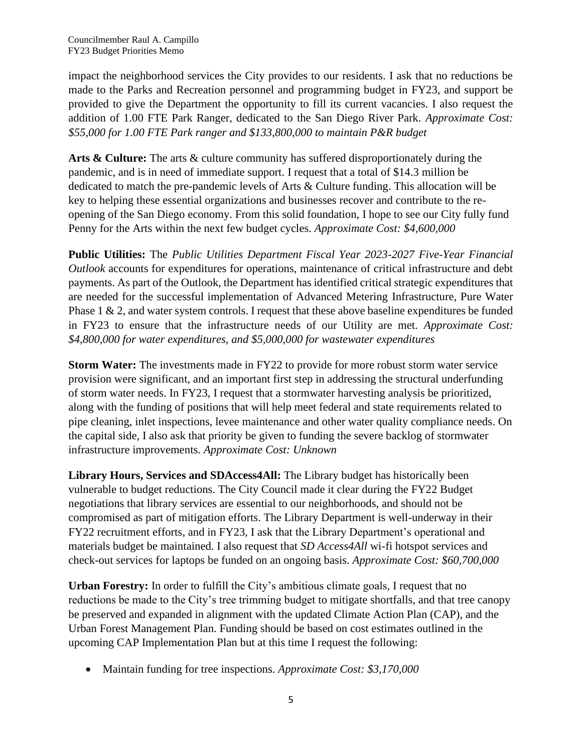impact the neighborhood services the City provides to our residents. I ask that no reductions be made to the Parks and Recreation personnel and programming budget in FY23, and support be provided to give the Department the opportunity to fill its current vacancies. I also request the addition of 1.00 FTE Park Ranger, dedicated to the San Diego River Park. *Approximate Cost: $55,000 for 1.00 FTE Park ranger and $133,800,000 to maintain P&R budget*

**Arts & Culture:** The arts & culture community has suffered disproportionately during the pandemic, and is in need of immediate support. I request that a total of $14.3 million be dedicated to match the pre-pandemic levels of Arts & Culture funding. This allocation will be key to helping these essential organizations and businesses recover and contribute to the re-opening of the San Diego economy. From this solid foundation, I hope to see our City fully fund Penny for the Arts within the next few budget cycles. *Approximate Cost: $4,600,000*

**Public Utilities:** The *Public Utilities Department Fiscal Year 2023-2027 Five-Year Financial Outlook* accounts for expenditures for operations, maintenance of critical infrastructure and debt payments. As part of the Outlook, the Department has identified critical strategic expenditures that are needed for the successful implementation of Advanced Metering Infrastructure, Pure Water Phase 1 & 2, and water system controls. I request that these above baseline expenditures be funded in FY23 to ensure that the infrastructure needs of our Utility are met. *Approximate Cost: $4,800,000 for water expenditures, and $5,000,000 for wastewater expenditures*

**Storm Water:** The investments made in FY22 to provide for more robust storm water service provision were significant, and an important first step in addressing the structural underfunding of storm water needs. In FY23, I request that a stormwater harvesting analysis be prioritized, along with the funding of positions that will help meet federal and state requirements related to pipe cleaning, inlet inspections, levee maintenance and other water quality compliance needs. On the capital side, I also ask that priority be given to funding the severe backlog of stormwater infrastructure improvements. *Approximate Cost: Unknown*

**Library Hours, Services and SDAccess4All:** The Library budget has historically been vulnerable to budget reductions. The City Council made it clear during the FY22 Budget negotiations that library services are essential to our neighborhoods, and should not be compromised as part of mitigation efforts. The Library Department is well-underway in their FY22 recruitment efforts, and in FY23, I ask that the Library Department's operational and materials budget be maintained. I also request that *SD Access4All* wi-fi hotspot services and check-out services for laptops be funded on an ongoing basis. *Approximate Cost: $60,700,000*

**Urban Forestry:** In order to fulfill the City's ambitious climate goals, I request that no reductions be made to the City's tree trimming budget to mitigate shortfalls, and that tree canopy be preserved and expanded in alignment with the updated Climate Action Plan (CAP), and the Urban Forest Management Plan. Funding should be based on cost estimates outlined in the upcoming CAP Implementation Plan but at this time I request the following:

- Maintain funding for tree inspections. *Approximate Cost: $3,170,000*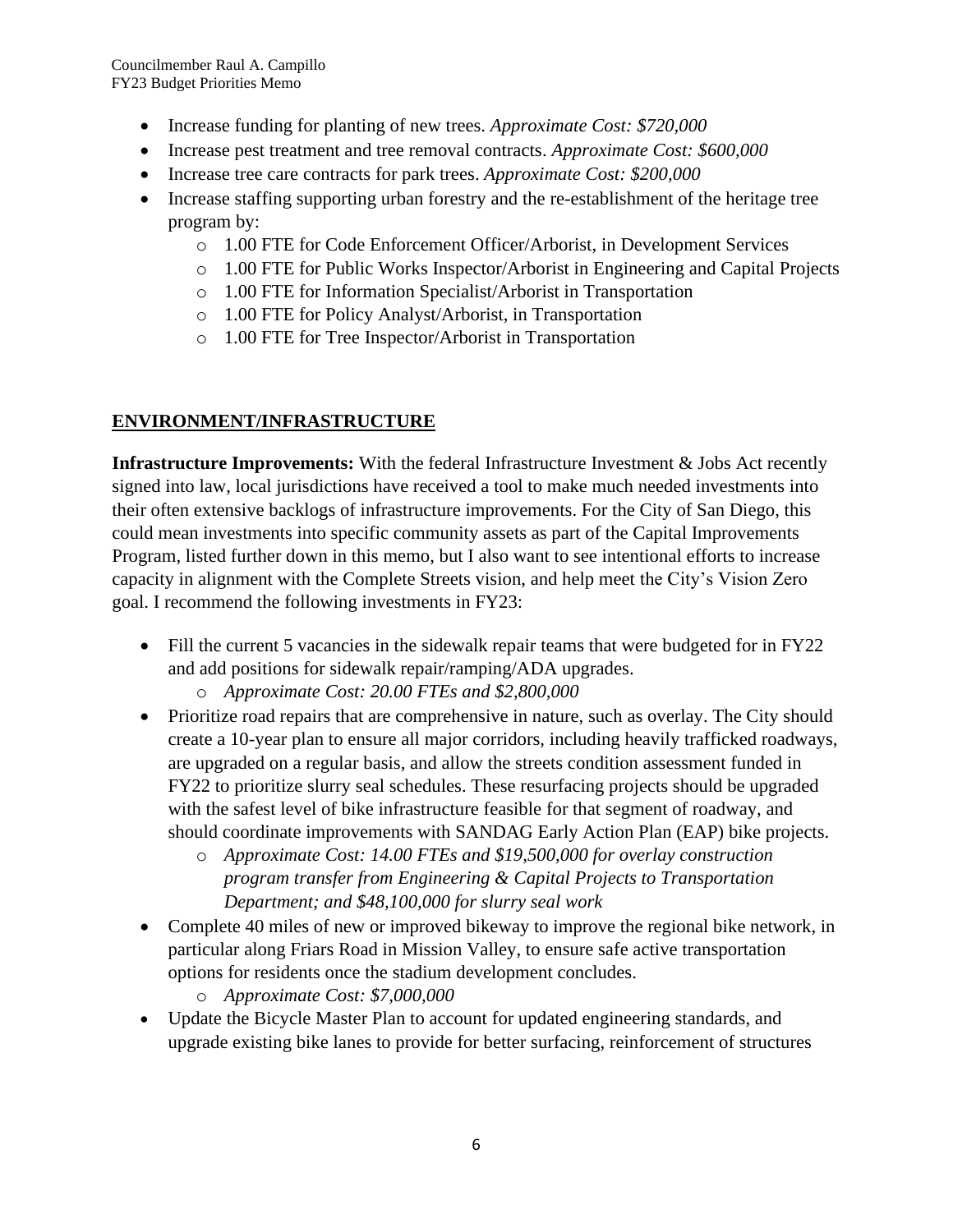- Increase funding for planting of new trees. *Approximate Cost: $720,000*
- Increase pest treatment and tree removal contracts. *Approximate Cost: $600,000*
- Increase tree care contracts for park trees. *Approximate Cost: $200,000*
- Increase staffing supporting urban forestry and the re-establishment of the heritage tree program by:
    - 1.00 FTE for Code Enforcement Officer/Arborist, in Development Services
    - 1.00 FTE for Public Works Inspector/Arborist in Engineering and Capital Projects
    - 1.00 FTE for Information Specialist/Arborist in Transportation
    - 1.00 FTE for Policy Analyst/Arborist, in Transportation
    - 1.00 FTE for Tree Inspector/Arborist in Transportation

## ENVIRONMENT/INFRASTRUCTURE

**Infrastructure Improvements:** With the federal Infrastructure Investment & Jobs Act recently signed into law, local jurisdictions have received a tool to make much needed investments into their often extensive backlogs of infrastructure improvements. For the City of San Diego, this could mean investments into specific community assets as part of the Capital Improvements Program, listed further down in this memo, but I also want to see intentional efforts to increase capacity in alignment with the Complete Streets vision, and help meet the City's Vision Zero goal. I recommend the following investments in FY23:

- Fill the current 5 vacancies in the sidewalk repair teams that were budgeted for in FY22 and add positions for sidewalk repair/ramping/ADA upgrades.
    - *Approximate Cost: 20.00 FTEs and $2,800,000*
- Prioritize road repairs that are comprehensive in nature, such as overlay. The City should create a 10-year plan to ensure all major corridors, including heavily trafficked roadways, are upgraded on a regular basis, and allow the streets condition assessment funded in FY22 to prioritize slurry seal schedules. These resurfacing projects should be upgraded with the safest level of bike infrastructure feasible for that segment of roadway, and should coordinate improvements with SANDAG Early Action Plan (EAP) bike projects.
    - *Approximate Cost: 14.00 FTEs and $19,500,000 for overlay construction program transfer from Engineering & Capital Projects to Transportation Department; and $48,100,000 for slurry seal work*
- Complete 40 miles of new or improved bikeway to improve the regional bike network, in particular along Friars Road in Mission Valley, to ensure safe active transportation options for residents once the stadium development concludes.
    - *Approximate Cost: $7,000,000*
- Update the Bicycle Master Plan to account for updated engineering standards, and upgrade existing bike lanes to provide for better surfacing, reinforcement of structures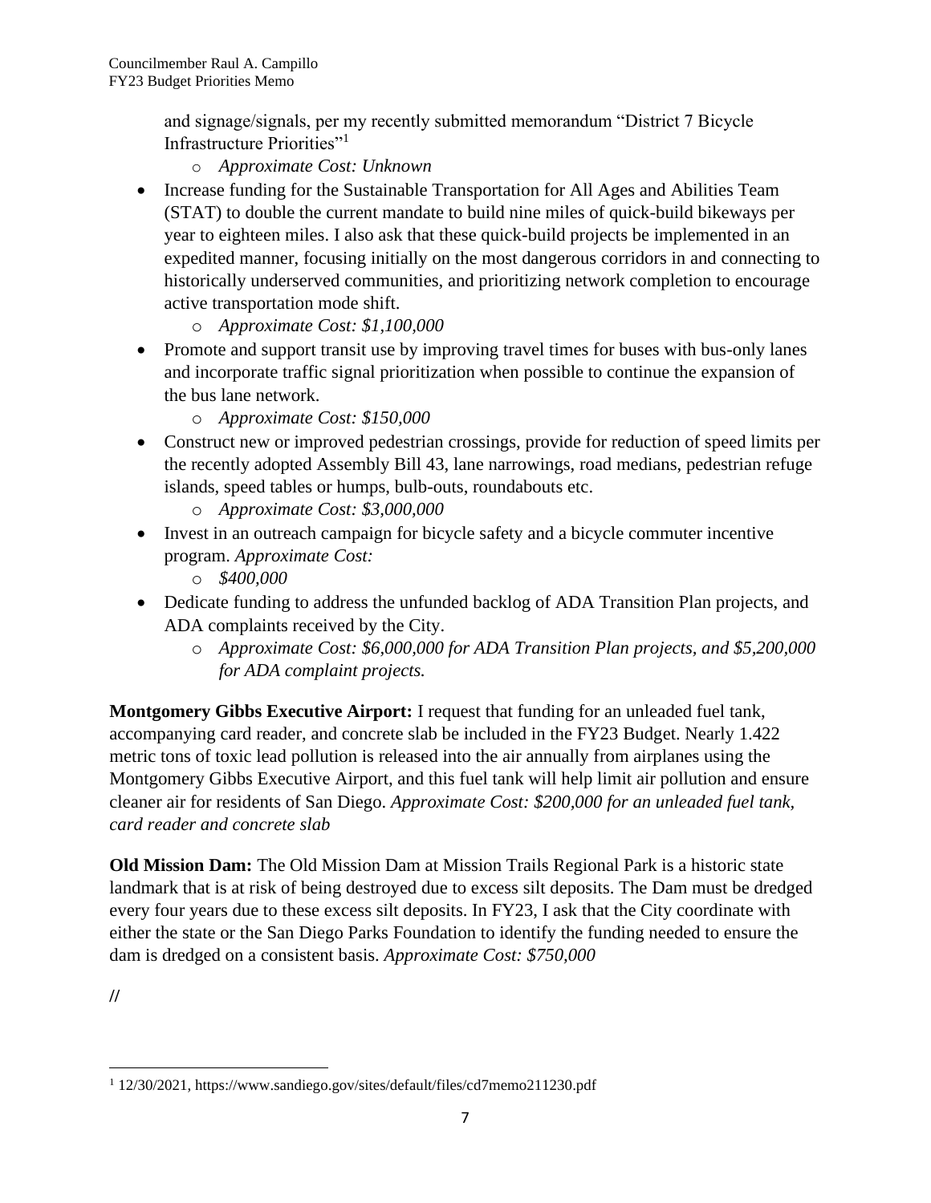and signage/signals, per my recently submitted memorandum "District 7 Bicycle Infrastructure Priorities"[1]

    - *Approximate Cost: Unknown*

- Increase funding for the Sustainable Transportation for All Ages and Abilities Team (STAT) to double the current mandate to build nine miles of quick-build bikeways per year to eighteen miles. I also ask that these quick-build projects be implemented in an expedited manner, focusing initially on the most dangerous corridors in and connecting to historically underserved communities, and prioritizing network completion to encourage active transportation mode shift.
    - *Approximate Cost: $1,100,000*
- Promote and support transit use by improving travel times for buses with bus-only lanes and incorporate traffic signal prioritization when possible to continue the expansion of the bus lane network.
    - *Approximate Cost: $150,000*
- Construct new or improved pedestrian crossings, provide for reduction of speed limits per the recently adopted Assembly Bill 43, lane narrowings, road medians, pedestrian refuge islands, speed tables or humps, bulb-outs, roundabouts etc.
    - *Approximate Cost: $3,000,000*
- Invest in an outreach campaign for bicycle safety and a bicycle commuter incentive program. *Approximate Cost:*
    - *$400,000*
- Dedicate funding to address the unfunded backlog of ADA Transition Plan projects, and ADA complaints received by the City.
    - *Approximate Cost: $6,000,000 for ADA Transition Plan projects, and $5,200,000 for ADA complaint projects.*

**Montgomery Gibbs Executive Airport:** I request that funding for an unleaded fuel tank, accompanying card reader, and concrete slab be included in the FY23 Budget. Nearly 1.422 metric tons of toxic lead pollution is released into the air annually from airplanes using the Montgomery Gibbs Executive Airport, and this fuel tank will help limit air pollution and ensure cleaner air for residents of San Diego. *Approximate Cost: $200,000 for an unleaded fuel tank, card reader and concrete slab*

**Old Mission Dam:** The Old Mission Dam at Mission Trails Regional Park is a historic state landmark that is at risk of being destroyed due to excess silt deposits. The Dam must be dredged every four years due to these excess silt deposits. In FY23, I ask that the City coordinate with either the state or the San Diego Parks Foundation to identify the funding needed to ensure the dam is dredged on a consistent basis. *Approximate Cost: $750,000*

//

---

[1] 12/30/2021, https://www.sandiego.gov/sites/default/files/cd7memo211230.pdf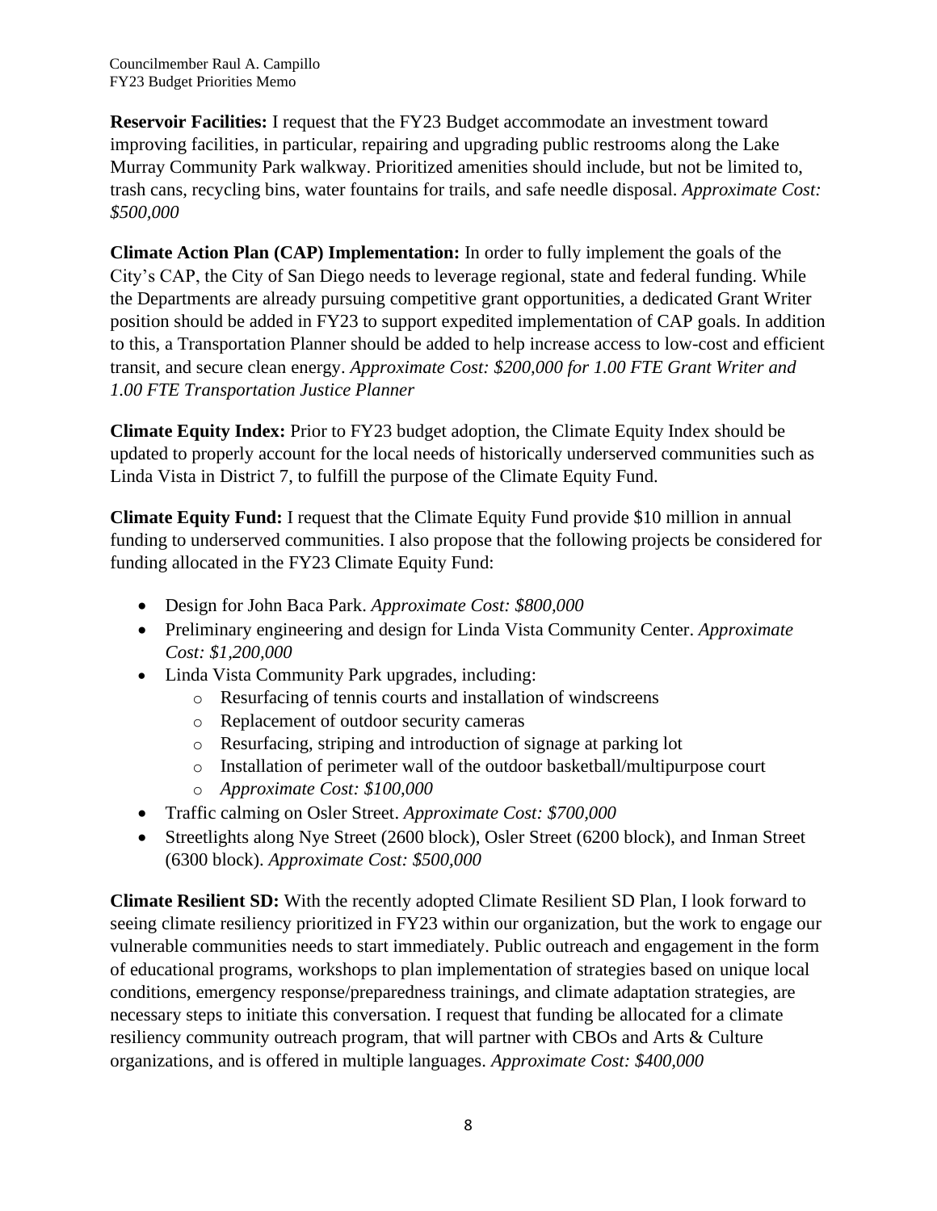**Reservoir Facilities:** I request that the FY23 Budget accommodate an investment toward improving facilities, in particular, repairing and upgrading public restrooms along the Lake Murray Community Park walkway. Prioritized amenities should include, but not be limited to, trash cans, recycling bins, water fountains for trails, and safe needle disposal. *Approximate Cost: $500,000*

**Climate Action Plan (CAP) Implementation:** In order to fully implement the goals of the City's CAP, the City of San Diego needs to leverage regional, state and federal funding. While the Departments are already pursuing competitive grant opportunities, a dedicated Grant Writer position should be added in FY23 to support expedited implementation of CAP goals. In addition to this, a Transportation Planner should be added to help increase access to low-cost and efficient transit, and secure clean energy. *Approximate Cost: $200,000 for 1.00 FTE Grant Writer and 1.00 FTE Transportation Justice Planner*

**Climate Equity Index:** Prior to FY23 budget adoption, the Climate Equity Index should be updated to properly account for the local needs of historically underserved communities such as Linda Vista in District 7, to fulfill the purpose of the Climate Equity Fund.

**Climate Equity Fund:** I request that the Climate Equity Fund provide $10 million in annual funding to underserved communities. I also propose that the following projects be considered for funding allocated in the FY23 Climate Equity Fund:

- Design for John Baca Park. *Approximate Cost: $800,000*
- Preliminary engineering and design for Linda Vista Community Center. *Approximate Cost: $1,200,000*
- Linda Vista Community Park upgrades, including:
  - Resurfacing of tennis courts and installation of windscreens
  - Replacement of outdoor security cameras
  - Resurfacing, striping and introduction of signage at parking lot
  - Installation of perimeter wall of the outdoor basketball/multipurpose court
  - *Approximate Cost: $100,000*
- Traffic calming on Osler Street. *Approximate Cost: $700,000*
- Streetlights along Nye Street (2600 block), Osler Street (6200 block), and Inman Street (6300 block). *Approximate Cost: $500,000*

**Climate Resilient SD:** With the recently adopted Climate Resilient SD Plan, I look forward to seeing climate resiliency prioritized in FY23 within our organization, but the work to engage our vulnerable communities needs to start immediately. Public outreach and engagement in the form of educational programs, workshops to plan implementation of strategies based on unique local conditions, emergency response/preparedness trainings, and climate adaptation strategies, are necessary steps to initiate this conversation. I request that funding be allocated for a climate resiliency community outreach program, that will partner with CBOs and Arts & Culture organizations, and is offered in multiple languages. *Approximate Cost: $400,000*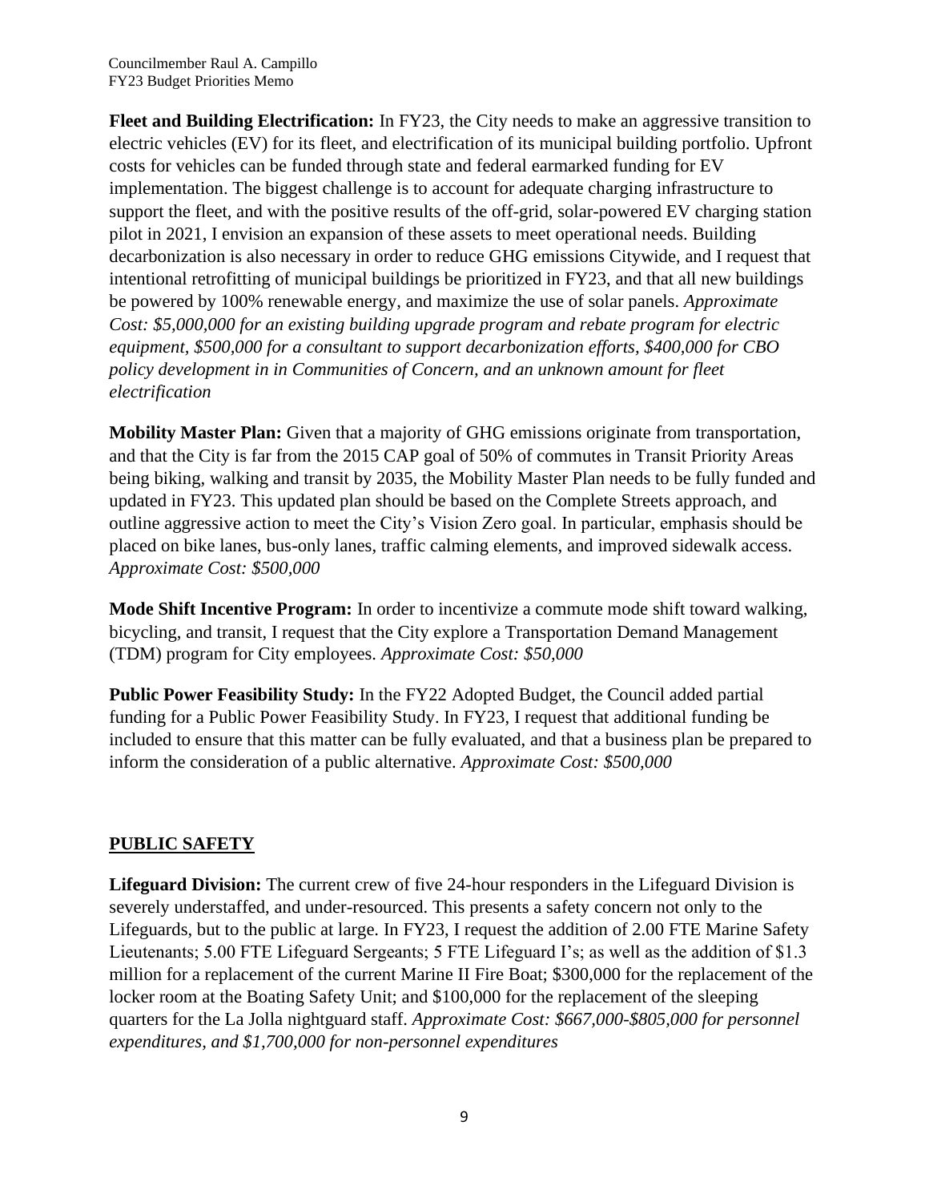**Fleet and Building Electrification:** In FY23, the City needs to make an aggressive transition to electric vehicles (EV) for its fleet, and electrification of its municipal building portfolio. Upfront costs for vehicles can be funded through state and federal earmarked funding for EV implementation. The biggest challenge is to account for adequate charging infrastructure to support the fleet, and with the positive results of the off-grid, solar-powered EV charging station pilot in 2021, I envision an expansion of these assets to meet operational needs. Building decarbonization is also necessary in order to reduce GHG emissions Citywide, and I request that intentional retrofitting of municipal buildings be prioritized in FY23, and that all new buildings be powered by 100% renewable energy, and maximize the use of solar panels. *Approximate Cost: $5,000,000 for an existing building upgrade program and rebate program for electric equipment, $500,000 for a consultant to support decarbonization efforts, $400,000 for CBO policy development in in Communities of Concern, and an unknown amount for fleet electrification*

**Mobility Master Plan:** Given that a majority of GHG emissions originate from transportation, and that the City is far from the 2015 CAP goal of 50% of commutes in Transit Priority Areas being biking, walking and transit by 2035, the Mobility Master Plan needs to be fully funded and updated in FY23. This updated plan should be based on the Complete Streets approach, and outline aggressive action to meet the City's Vision Zero goal. In particular, emphasis should be placed on bike lanes, bus-only lanes, traffic calming elements, and improved sidewalk access. *Approximate Cost: $500,000*

**Mode Shift Incentive Program:** In order to incentivize a commute mode shift toward walking, bicycling, and transit, I request that the City explore a Transportation Demand Management (TDM) program for City employees. *Approximate Cost: $50,000*

**Public Power Feasibility Study:** In the FY22 Adopted Budget, the Council added partial funding for a Public Power Feasibility Study. In FY23, I request that additional funding be included to ensure that this matter can be fully evaluated, and that a business plan be prepared to inform the consideration of a public alternative. *Approximate Cost: $500,000*

## PUBLIC SAFETY

**Lifeguard Division:** The current crew of five 24-hour responders in the Lifeguard Division is severely understaffed, and under-resourced. This presents a safety concern not only to the Lifeguards, but to the public at large. In FY23, I request the addition of 2.00 FTE Marine Safety Lieutenants; 5.00 FTE Lifeguard Sergeants; 5 FTE Lifeguard I's; as well as the addition of $1.3 million for a replacement of the current Marine II Fire Boat; $300,000 for the replacement of the locker room at the Boating Safety Unit; and $100,000 for the replacement of the sleeping quarters for the La Jolla nightguard staff. *Approximate Cost: $667,000-$805,000 for personnel expenditures, and $1,700,000 for non-personnel expenditures*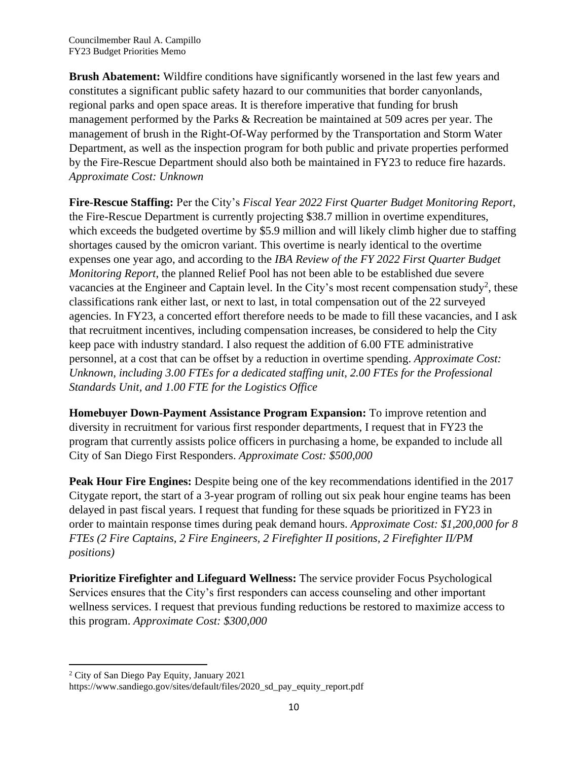**Brush Abatement:** Wildfire conditions have significantly worsened in the last few years and constitutes a significant public safety hazard to our communities that border canyonlands, regional parks and open space areas. It is therefore imperative that funding for brush management performed by the Parks & Recreation be maintained at 509 acres per year. The management of brush in the Right-Of-Way performed by the Transportation and Storm Water Department, as well as the inspection program for both public and private properties performed by the Fire-Rescue Department should also both be maintained in FY23 to reduce fire hazards. *Approximate Cost: Unknown*

**Fire-Rescue Staffing:** Per the City's *Fiscal Year 2022 First Quarter Budget Monitoring Report*, the Fire-Rescue Department is currently projecting $38.7 million in overtime expenditures, which exceeds the budgeted overtime by $5.9 million and will likely climb higher due to staffing shortages caused by the omicron variant. This overtime is nearly identical to the overtime expenses one year ago, and according to the *IBA Review of the FY 2022 First Quarter Budget Monitoring Report*, the planned Relief Pool has not been able to be established due severe vacancies at the Engineer and Captain level. In the City's most recent compensation study[2], these classifications rank either last, or next to last, in total compensation out of the 22 surveyed agencies. In FY23, a concerted effort therefore needs to be made to fill these vacancies, and I ask that recruitment incentives, including compensation increases, be considered to help the City keep pace with industry standard. I also request the addition of 6.00 FTE administrative personnel, at a cost that can be offset by a reduction in overtime spending. *Approximate Cost: Unknown, including 3.00 FTEs for a dedicated staffing unit, 2.00 FTEs for the Professional Standards Unit, and 1.00 FTE for the Logistics Office*

**Homebuyer Down-Payment Assistance Program Expansion:** To improve retention and diversity in recruitment for various first responder departments, I request that in FY23 the program that currently assists police officers in purchasing a home, be expanded to include all City of San Diego First Responders. *Approximate Cost: $500,000*

**Peak Hour Fire Engines:** Despite being one of the key recommendations identified in the 2017 Citygate report, the start of a 3-year program of rolling out six peak hour engine teams has been delayed in past fiscal years. I request that funding for these squads be prioritized in FY23 in order to maintain response times during peak demand hours. *Approximate Cost: $1,200,000 for 8 FTEs (2 Fire Captains, 2 Fire Engineers, 2 Firefighter II positions, 2 Firefighter II/PM positions)*

**Prioritize Firefighter and Lifeguard Wellness:** The service provider Focus Psychological Services ensures that the City's first responders can access counseling and other important wellness services. I request that previous funding reductions be restored to maximize access to this program. *Approximate Cost: $300,000*

---

[2] City of San Diego Pay Equity, January 2021
https://www.sandiego.gov/sites/default/files/2020_sd_pay_equity_report.pdf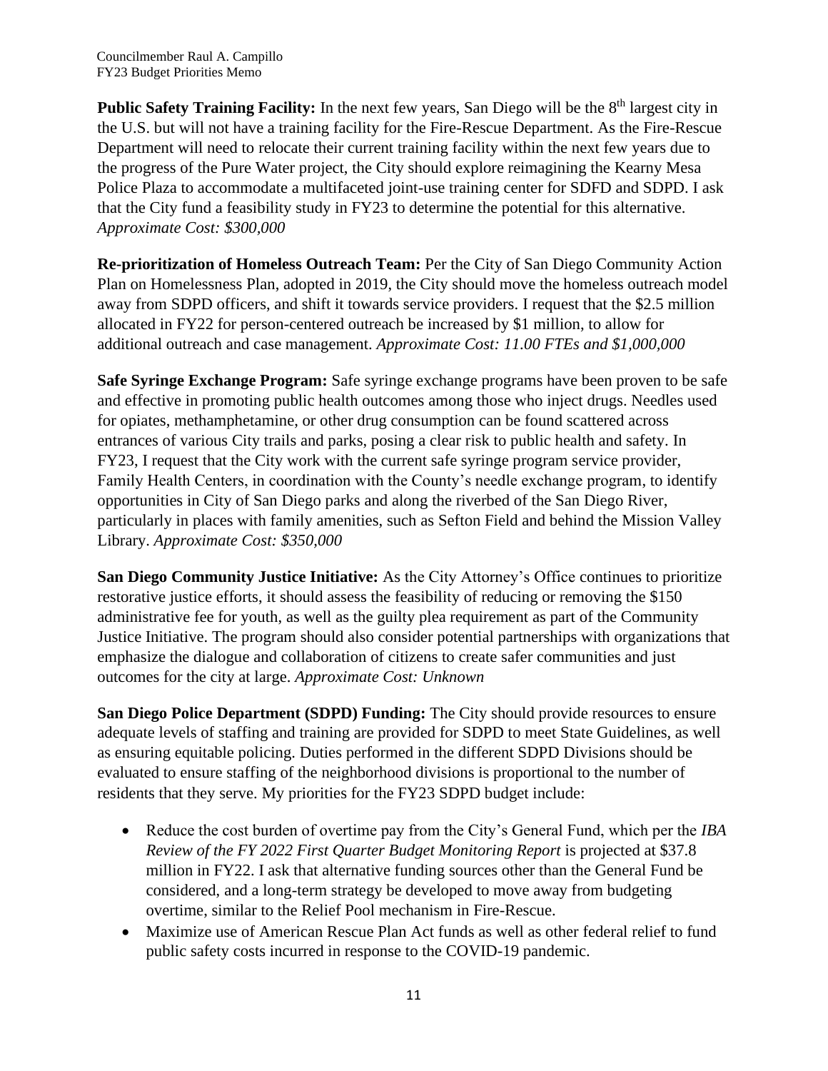**Public Safety Training Facility:** In the next few years, San Diego will be the 8th largest city in the U.S. but will not have a training facility for the Fire-Rescue Department. As the Fire-Rescue Department will need to relocate their current training facility within the next few years due to the progress of the Pure Water project, the City should explore reimagining the Kearny Mesa Police Plaza to accommodate a multifaceted joint-use training center for SDFD and SDPD. I ask that the City fund a feasibility study in FY23 to determine the potential for this alternative. *Approximate Cost: $300,000*

**Re-prioritization of Homeless Outreach Team:** Per the City of San Diego Community Action Plan on Homelessness Plan, adopted in 2019, the City should move the homeless outreach model away from SDPD officers, and shift it towards service providers. I request that the $2.5 million allocated in FY22 for person-centered outreach be increased by $1 million, to allow for additional outreach and case management. *Approximate Cost: 11.00 FTEs and $1,000,000*

**Safe Syringe Exchange Program:** Safe syringe exchange programs have been proven to be safe and effective in promoting public health outcomes among those who inject drugs. Needles used for opiates, methamphetamine, or other drug consumption can be found scattered across entrances of various City trails and parks, posing a clear risk to public health and safety. In FY23, I request that the City work with the current safe syringe program service provider, Family Health Centers, in coordination with the County's needle exchange program, to identify opportunities in City of San Diego parks and along the riverbed of the San Diego River, particularly in places with family amenities, such as Sefton Field and behind the Mission Valley Library. *Approximate Cost: $350,000*

**San Diego Community Justice Initiative:** As the City Attorney's Office continues to prioritize restorative justice efforts, it should assess the feasibility of reducing or removing the $150 administrative fee for youth, as well as the guilty plea requirement as part of the Community Justice Initiative. The program should also consider potential partnerships with organizations that emphasize the dialogue and collaboration of citizens to create safer communities and just outcomes for the city at large. *Approximate Cost: Unknown*

**San Diego Police Department (SDPD) Funding:** The City should provide resources to ensure adequate levels of staffing and training are provided for SDPD to meet State Guidelines, as well as ensuring equitable policing. Duties performed in the different SDPD Divisions should be evaluated to ensure staffing of the neighborhood divisions is proportional to the number of residents that they serve. My priorities for the FY23 SDPD budget include:

- Reduce the cost burden of overtime pay from the City's General Fund, which per the *IBA Review of the FY 2022 First Quarter Budget Monitoring Report* is projected at $37.8 million in FY22. I ask that alternative funding sources other than the General Fund be considered, and a long-term strategy be developed to move away from budgeting overtime, similar to the Relief Pool mechanism in Fire-Rescue.
- Maximize use of American Rescue Plan Act funds as well as other federal relief to fund public safety costs incurred in response to the COVID-19 pandemic.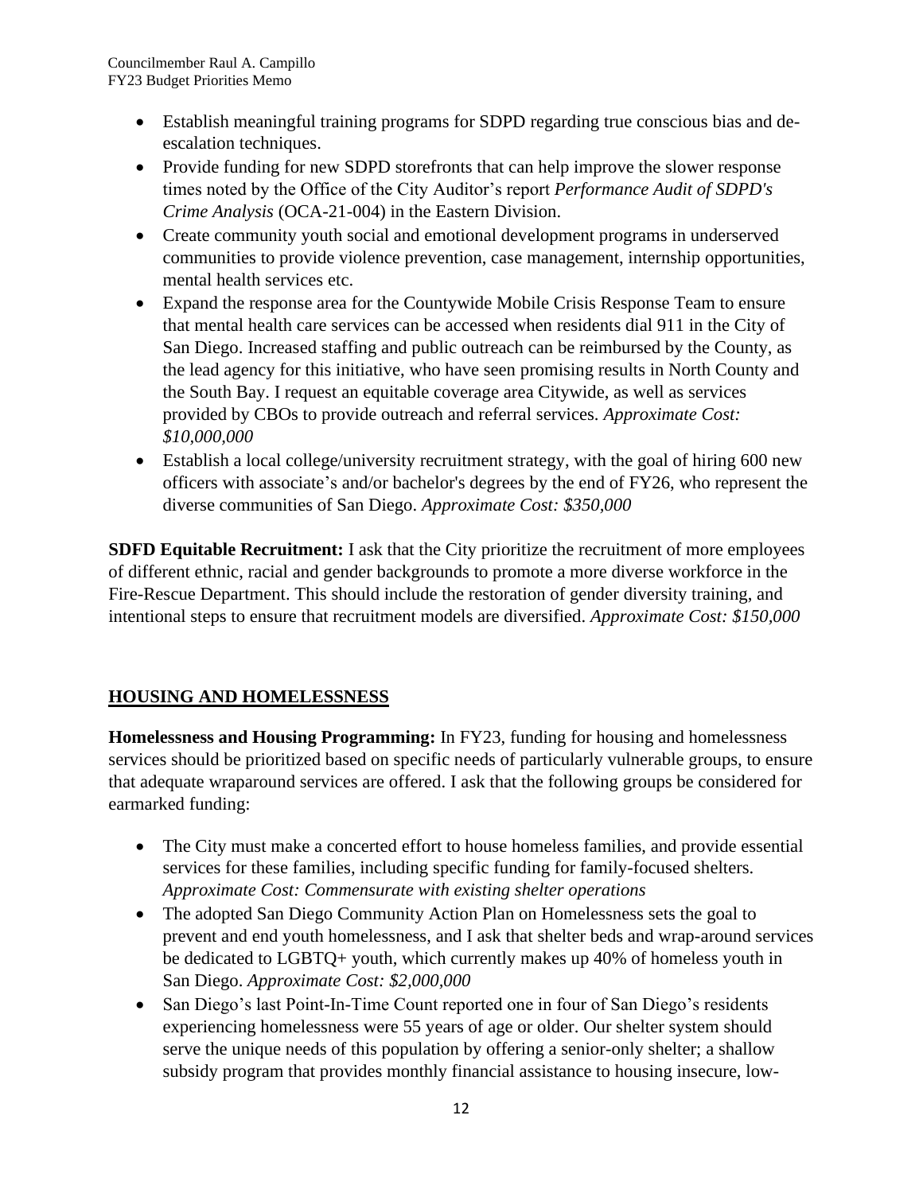- Establish meaningful training programs for SDPD regarding true conscious bias and de-escalation techniques.
- Provide funding for new SDPD storefronts that can help improve the slower response times noted by the Office of the City Auditor's report *Performance Audit of SDPD's Crime Analysis* (OCA-21-004) in the Eastern Division.
- Create community youth social and emotional development programs in underserved communities to provide violence prevention, case management, internship opportunities, mental health services etc.
- Expand the response area for the Countywide Mobile Crisis Response Team to ensure that mental health care services can be accessed when residents dial 911 in the City of San Diego. Increased staffing and public outreach can be reimbursed by the County, as the lead agency for this initiative, who have seen promising results in North County and the South Bay. I request an equitable coverage area Citywide, as well as services provided by CBOs to provide outreach and referral services. *Approximate Cost: $10,000,000*
- Establish a local college/university recruitment strategy, with the goal of hiring 600 new officers with associate's and/or bachelor's degrees by the end of FY26, who represent the diverse communities of San Diego. *Approximate Cost: $350,000*

**SDFD Equitable Recruitment:** I ask that the City prioritize the recruitment of more employees of different ethnic, racial and gender backgrounds to promote a more diverse workforce in the Fire-Rescue Department. This should include the restoration of gender diversity training, and intentional steps to ensure that recruitment models are diversified. *Approximate Cost: $150,000*

## HOUSING AND HOMELESSNESS

**Homelessness and Housing Programming:** In FY23, funding for housing and homelessness services should be prioritized based on specific needs of particularly vulnerable groups, to ensure that adequate wraparound services are offered. I ask that the following groups be considered for earmarked funding:

- The City must make a concerted effort to house homeless families, and provide essential services for these families, including specific funding for family-focused shelters. *Approximate Cost: Commensurate with existing shelter operations*
- The adopted San Diego Community Action Plan on Homelessness sets the goal to prevent and end youth homelessness, and I ask that shelter beds and wrap-around services be dedicated to LGBTQ+ youth, which currently makes up 40% of homeless youth in San Diego. *Approximate Cost: $2,000,000*
- San Diego's last Point-In-Time Count reported one in four of San Diego's residents experiencing homelessness were 55 years of age or older. Our shelter system should serve the unique needs of this population by offering a senior-only shelter; a shallow subsidy program that provides monthly financial assistance to housing insecure, low-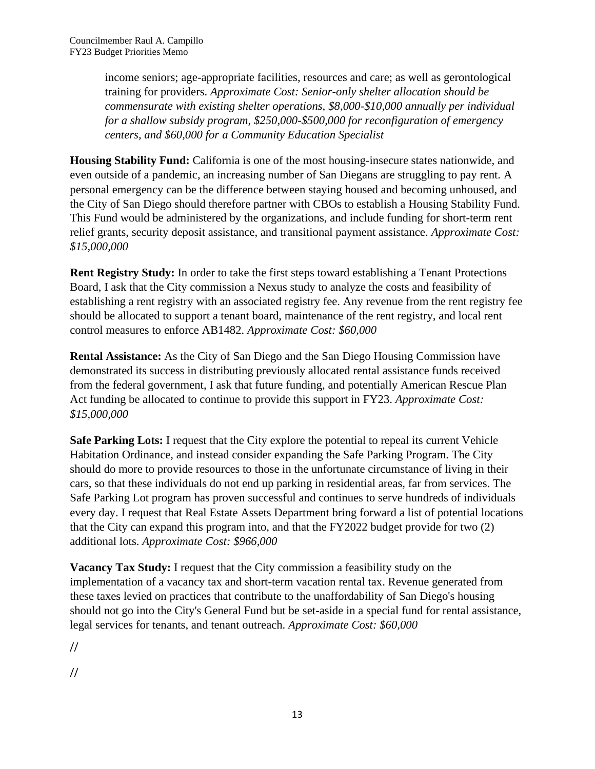income seniors; age-appropriate facilities, resources and care; as well as gerontological training for providers. *Approximate Cost: Senior-only shelter allocation should be commensurate with existing shelter operations, $8,000-$10,000 annually per individual for a shallow subsidy program, $250,000-$500,000 for reconfiguration of emergency centers, and $60,000 for a Community Education Specialist*

**Housing Stability Fund:** California is one of the most housing-insecure states nationwide, and even outside of a pandemic, an increasing number of San Diegans are struggling to pay rent. A personal emergency can be the difference between staying housed and becoming unhoused, and the City of San Diego should therefore partner with CBOs to establish a Housing Stability Fund. This Fund would be administered by the organizations, and include funding for short-term rent relief grants, security deposit assistance, and transitional payment assistance. *Approximate Cost: $15,000,000*

**Rent Registry Study:** In order to take the first steps toward establishing a Tenant Protections Board, I ask that the City commission a Nexus study to analyze the costs and feasibility of establishing a rent registry with an associated registry fee. Any revenue from the rent registry fee should be allocated to support a tenant board, maintenance of the rent registry, and local rent control measures to enforce AB1482. *Approximate Cost: $60,000*

**Rental Assistance:** As the City of San Diego and the San Diego Housing Commission have demonstrated its success in distributing previously allocated rental assistance funds received from the federal government, I ask that future funding, and potentially American Rescue Plan Act funding be allocated to continue to provide this support in FY23. *Approximate Cost: $15,000,000*

**Safe Parking Lots:** I request that the City explore the potential to repeal its current Vehicle Habitation Ordinance, and instead consider expanding the Safe Parking Program. The City should do more to provide resources to those in the unfortunate circumstance of living in their cars, so that these individuals do not end up parking in residential areas, far from services. The Safe Parking Lot program has proven successful and continues to serve hundreds of individuals every day. I request that Real Estate Assets Department bring forward a list of potential locations that the City can expand this program into, and that the FY2022 budget provide for two (2) additional lots. *Approximate Cost: $966,000*

**Vacancy Tax Study:** I request that the City commission a feasibility study on the implementation of a vacancy tax and short-term vacation rental tax. Revenue generated from these taxes levied on practices that contribute to the unaffordability of San Diego's housing should not go into the City's General Fund but be set-aside in a special fund for rental assistance, legal services for tenants, and tenant outreach. *Approximate Cost: $60,000*

//

//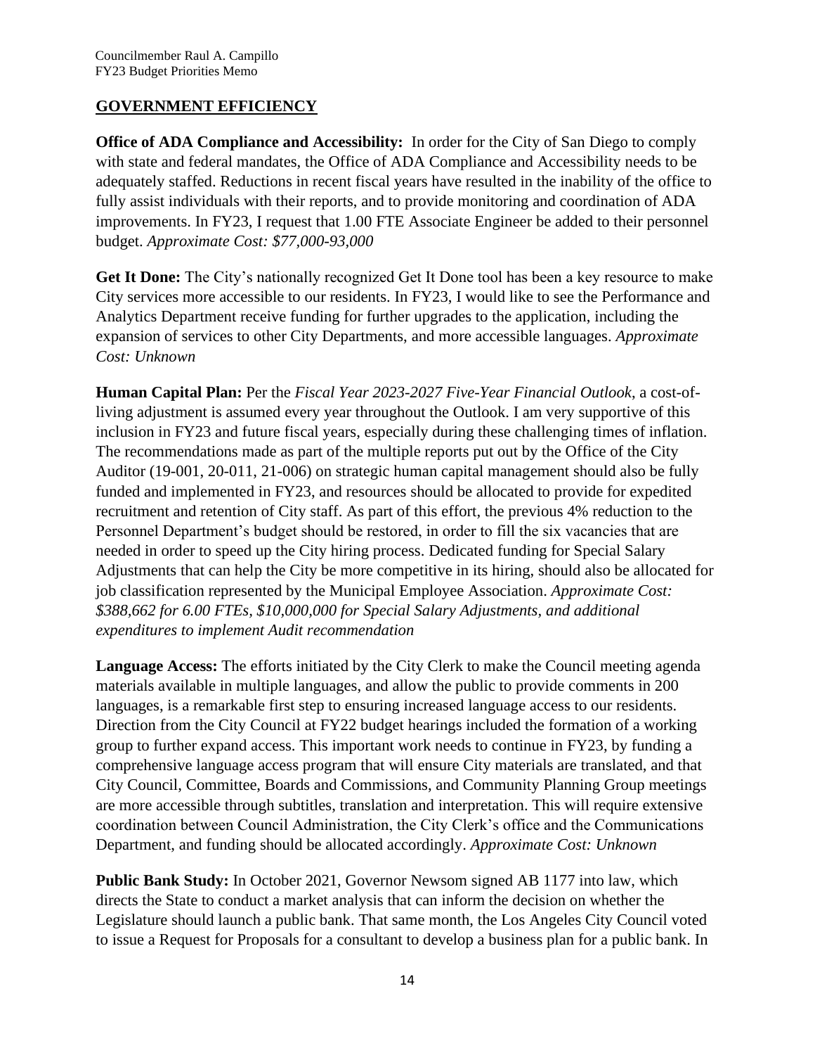## GOVERNMENT EFFICIENCY

**Office of ADA Compliance and Accessibility:** In order for the City of San Diego to comply with state and federal mandates, the Office of ADA Compliance and Accessibility needs to be adequately staffed. Reductions in recent fiscal years have resulted in the inability of the office to fully assist individuals with their reports, and to provide monitoring and coordination of ADA improvements. In FY23, I request that 1.00 FTE Associate Engineer be added to their personnel budget. *Approximate Cost: $77,000-93,000*

**Get It Done:** The City's nationally recognized Get It Done tool has been a key resource to make City services more accessible to our residents. In FY23, I would like to see the Performance and Analytics Department receive funding for further upgrades to the application, including the expansion of services to other City Departments, and more accessible languages. *Approximate Cost: Unknown*

**Human Capital Plan:** Per the *Fiscal Year 2023-2027 Five-Year Financial Outlook*, a cost-of-living adjustment is assumed every year throughout the Outlook. I am very supportive of this inclusion in FY23 and future fiscal years, especially during these challenging times of inflation. The recommendations made as part of the multiple reports put out by the Office of the City Auditor (19-001, 20-011, 21-006) on strategic human capital management should also be fully funded and implemented in FY23, and resources should be allocated to provide for expedited recruitment and retention of City staff. As part of this effort, the previous 4% reduction to the Personnel Department's budget should be restored, in order to fill the six vacancies that are needed in order to speed up the City hiring process. Dedicated funding for Special Salary Adjustments that can help the City be more competitive in its hiring, should also be allocated for job classification represented by the Municipal Employee Association. *Approximate Cost: $388,662 for 6.00 FTEs, $10,000,000 for Special Salary Adjustments, and additional expenditures to implement Audit recommendation*

**Language Access:** The efforts initiated by the City Clerk to make the Council meeting agenda materials available in multiple languages, and allow the public to provide comments in 200 languages, is a remarkable first step to ensuring increased language access to our residents. Direction from the City Council at FY22 budget hearings included the formation of a working group to further expand access. This important work needs to continue in FY23, by funding a comprehensive language access program that will ensure City materials are translated, and that City Council, Committee, Boards and Commissions, and Community Planning Group meetings are more accessible through subtitles, translation and interpretation. This will require extensive coordination between Council Administration, the City Clerk's office and the Communications Department, and funding should be allocated accordingly. *Approximate Cost: Unknown*

**Public Bank Study:** In October 2021, Governor Newsom signed AB 1177 into law, which directs the State to conduct a market analysis that can inform the decision on whether the Legislature should launch a public bank. That same month, the Los Angeles City Council voted to issue a Request for Proposals for a consultant to develop a business plan for a public bank. In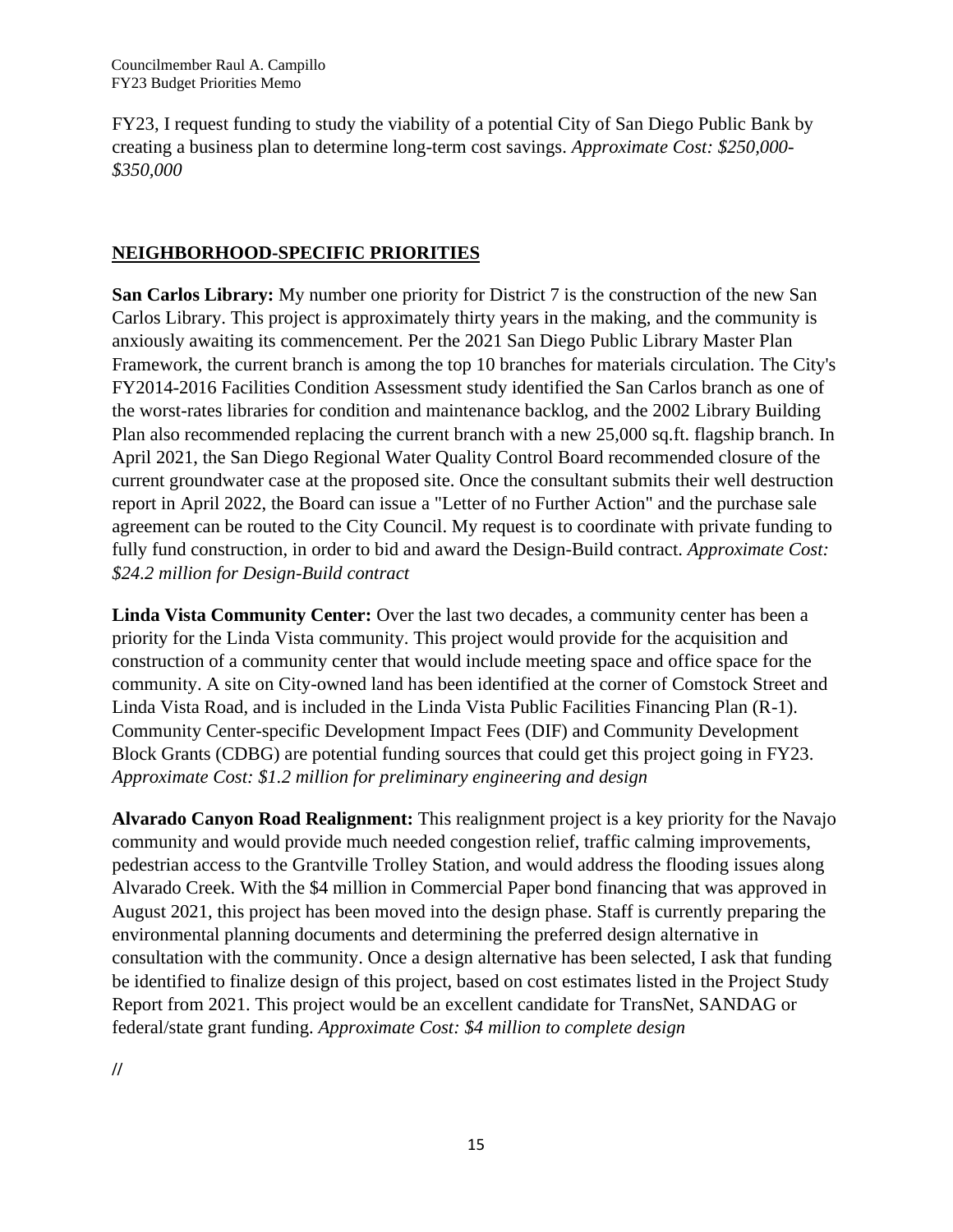FY23, I request funding to study the viability of a potential City of San Diego Public Bank by creating a business plan to determine long-term cost savings. *Approximate Cost: $250,000-$350,000*

## NEIGHBORHOOD-SPECIFIC PRIORITIES

**San Carlos Library:** My number one priority for District 7 is the construction of the new San Carlos Library. This project is approximately thirty years in the making, and the community is anxiously awaiting its commencement. Per the 2021 San Diego Public Library Master Plan Framework, the current branch is among the top 10 branches for materials circulation. The City's FY2014-2016 Facilities Condition Assessment study identified the San Carlos branch as one of the worst-rates libraries for condition and maintenance backlog, and the 2002 Library Building Plan also recommended replacing the current branch with a new 25,000 sq.ft. flagship branch. In April 2021, the San Diego Regional Water Quality Control Board recommended closure of the current groundwater case at the proposed site. Once the consultant submits their well destruction report in April 2022, the Board can issue a "Letter of no Further Action" and the purchase sale agreement can be routed to the City Council. My request is to coordinate with private funding to fully fund construction, in order to bid and award the Design-Build contract. *Approximate Cost: $24.2 million for Design-Build contract*

**Linda Vista Community Center:** Over the last two decades, a community center has been a priority for the Linda Vista community. This project would provide for the acquisition and construction of a community center that would include meeting space and office space for the community. A site on City-owned land has been identified at the corner of Comstock Street and Linda Vista Road, and is included in the Linda Vista Public Facilities Financing Plan (R-1). Community Center-specific Development Impact Fees (DIF) and Community Development Block Grants (CDBG) are potential funding sources that could get this project going in FY23. *Approximate Cost: $1.2 million for preliminary engineering and design*

**Alvarado Canyon Road Realignment:** This realignment project is a key priority for the Navajo community and would provide much needed congestion relief, traffic calming improvements, pedestrian access to the Grantville Trolley Station, and would address the flooding issues along Alvarado Creek. With the $4 million in Commercial Paper bond financing that was approved in August 2021, this project has been moved into the design phase. Staff is currently preparing the environmental planning documents and determining the preferred design alternative in consultation with the community. Once a design alternative has been selected, I ask that funding be identified to finalize design of this project, based on cost estimates listed in the Project Study Report from 2021. This project would be an excellent candidate for TransNet, SANDAG or federal/state grant funding. *Approximate Cost: $4 million to complete design*

//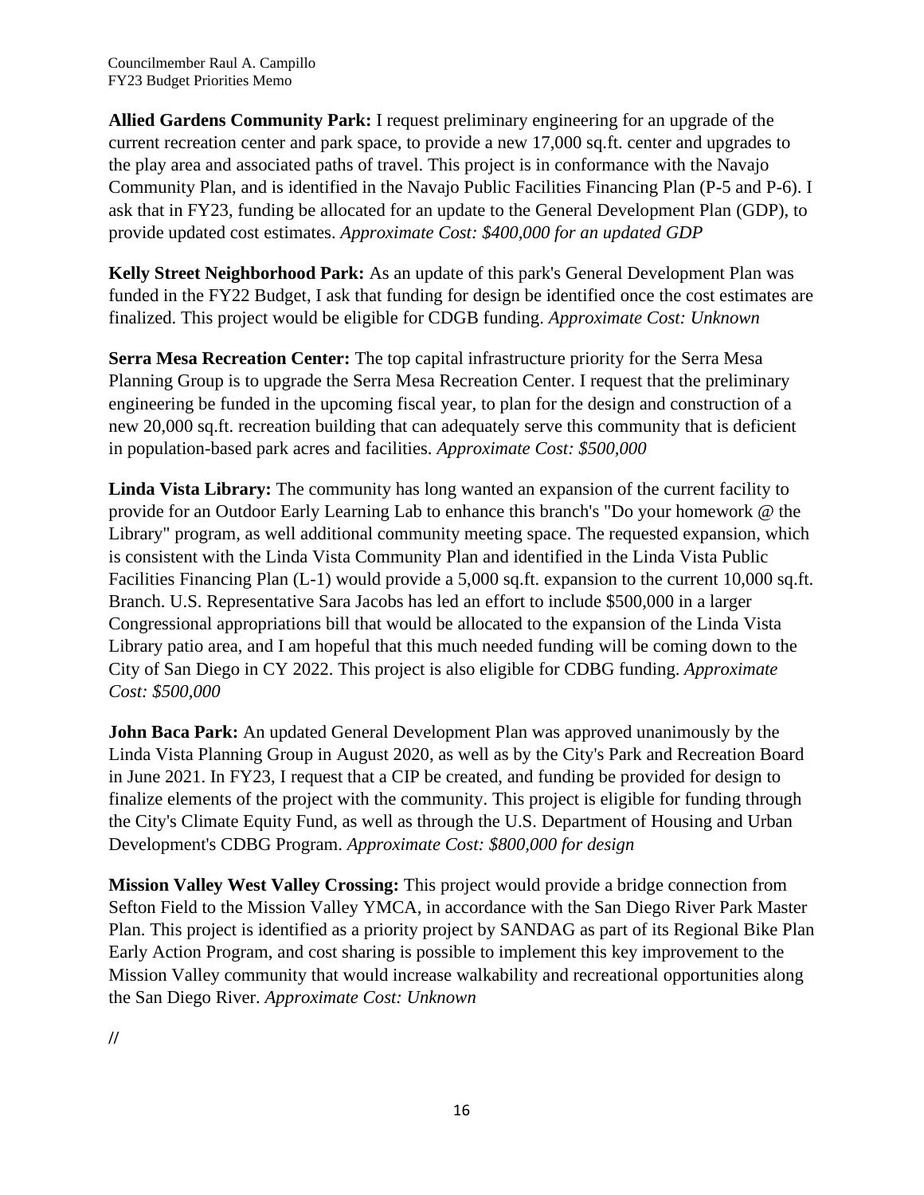**Allied Gardens Community Park:** I request preliminary engineering for an upgrade of the current recreation center and park space, to provide a new 17,000 sq.ft. center and upgrades to the play area and associated paths of travel. This project is in conformance with the Navajo Community Plan, and is identified in the Navajo Public Facilities Financing Plan (P-5 and P-6). I ask that in FY23, funding be allocated for an update to the General Development Plan (GDP), to provide updated cost estimates. *Approximate Cost: $400,000 for an updated GDP*

**Kelly Street Neighborhood Park:** As an update of this park's General Development Plan was funded in the FY22 Budget, I ask that funding for design be identified once the cost estimates are finalized. This project would be eligible for CDGB funding. *Approximate Cost: Unknown*

**Serra Mesa Recreation Center:** The top capital infrastructure priority for the Serra Mesa Planning Group is to upgrade the Serra Mesa Recreation Center. I request that the preliminary engineering be funded in the upcoming fiscal year, to plan for the design and construction of a new 20,000 sq.ft. recreation building that can adequately serve this community that is deficient in population-based park acres and facilities. *Approximate Cost: $500,000*

**Linda Vista Library:** The community has long wanted an expansion of the current facility to provide for an Outdoor Early Learning Lab to enhance this branch's "Do your homework @ the Library" program, as well additional community meeting space. The requested expansion, which is consistent with the Linda Vista Community Plan and identified in the Linda Vista Public Facilities Financing Plan (L-1) would provide a 5,000 sq.ft. expansion to the current 10,000 sq.ft. Branch. U.S. Representative Sara Jacobs has led an effort to include $500,000 in a larger Congressional appropriations bill that would be allocated to the expansion of the Linda Vista Library patio area, and I am hopeful that this much needed funding will be coming down to the City of San Diego in CY 2022. This project is also eligible for CDBG funding. *Approximate Cost: $500,000*

**John Baca Park:** An updated General Development Plan was approved unanimously by the Linda Vista Planning Group in August 2020, as well as by the City's Park and Recreation Board in June 2021. In FY23, I request that a CIP be created, and funding be provided for design to finalize elements of the project with the community. This project is eligible for funding through the City's Climate Equity Fund, as well as through the U.S. Department of Housing and Urban Development's CDBG Program. *Approximate Cost: $800,000 for design*

**Mission Valley West Valley Crossing:** This project would provide a bridge connection from Sefton Field to the Mission Valley YMCA, in accordance with the San Diego River Park Master Plan. This project is identified as a priority project by SANDAG as part of its Regional Bike Plan Early Action Program, and cost sharing is possible to implement this key improvement to the Mission Valley community that would increase walkability and recreational opportunities along the San Diego River. *Approximate Cost: Unknown*

//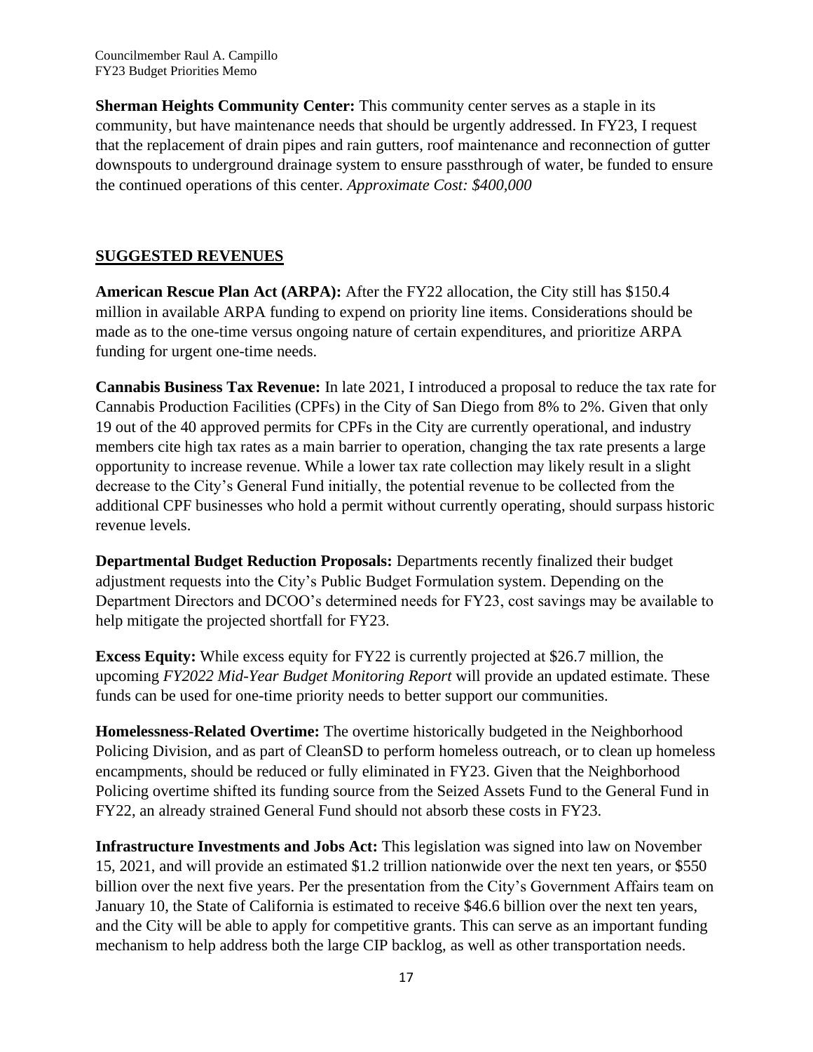**Sherman Heights Community Center:** This community center serves as a staple in its community, but have maintenance needs that should be urgently addressed. In FY23, I request that the replacement of drain pipes and rain gutters, roof maintenance and reconnection of gutter downspouts to underground drainage system to ensure passthrough of water, be funded to ensure the continued operations of this center. *Approximate Cost: $400,000*

## SUGGESTED REVENUES

**American Rescue Plan Act (ARPA):** After the FY22 allocation, the City still has $150.4 million in available ARPA funding to expend on priority line items. Considerations should be made as to the one-time versus ongoing nature of certain expenditures, and prioritize ARPA funding for urgent one-time needs.

**Cannabis Business Tax Revenue:** In late 2021, I introduced a proposal to reduce the tax rate for Cannabis Production Facilities (CPFs) in the City of San Diego from 8% to 2%. Given that only 19 out of the 40 approved permits for CPFs in the City are currently operational, and industry members cite high tax rates as a main barrier to operation, changing the tax rate presents a large opportunity to increase revenue. While a lower tax rate collection may likely result in a slight decrease to the City's General Fund initially, the potential revenue to be collected from the additional CPF businesses who hold a permit without currently operating, should surpass historic revenue levels.

**Departmental Budget Reduction Proposals:** Departments recently finalized their budget adjustment requests into the City's Public Budget Formulation system. Depending on the Department Directors and DCOO's determined needs for FY23, cost savings may be available to help mitigate the projected shortfall for FY23.

**Excess Equity:** While excess equity for FY22 is currently projected at $26.7 million, the upcoming *FY2022 Mid-Year Budget Monitoring Report* will provide an updated estimate. These funds can be used for one-time priority needs to better support our communities.

**Homelessness-Related Overtime:** The overtime historically budgeted in the Neighborhood Policing Division, and as part of CleanSD to perform homeless outreach, or to clean up homeless encampments, should be reduced or fully eliminated in FY23. Given that the Neighborhood Policing overtime shifted its funding source from the Seized Assets Fund to the General Fund in FY22, an already strained General Fund should not absorb these costs in FY23.

**Infrastructure Investments and Jobs Act:** This legislation was signed into law on November 15, 2021, and will provide an estimated $1.2 trillion nationwide over the next ten years, or $550 billion over the next five years. Per the presentation from the City's Government Affairs team on January 10, the State of California is estimated to receive $46.6 billion over the next ten years, and the City will be able to apply for competitive grants. This can serve as an important funding mechanism to help address both the large CIP backlog, as well as other transportation needs.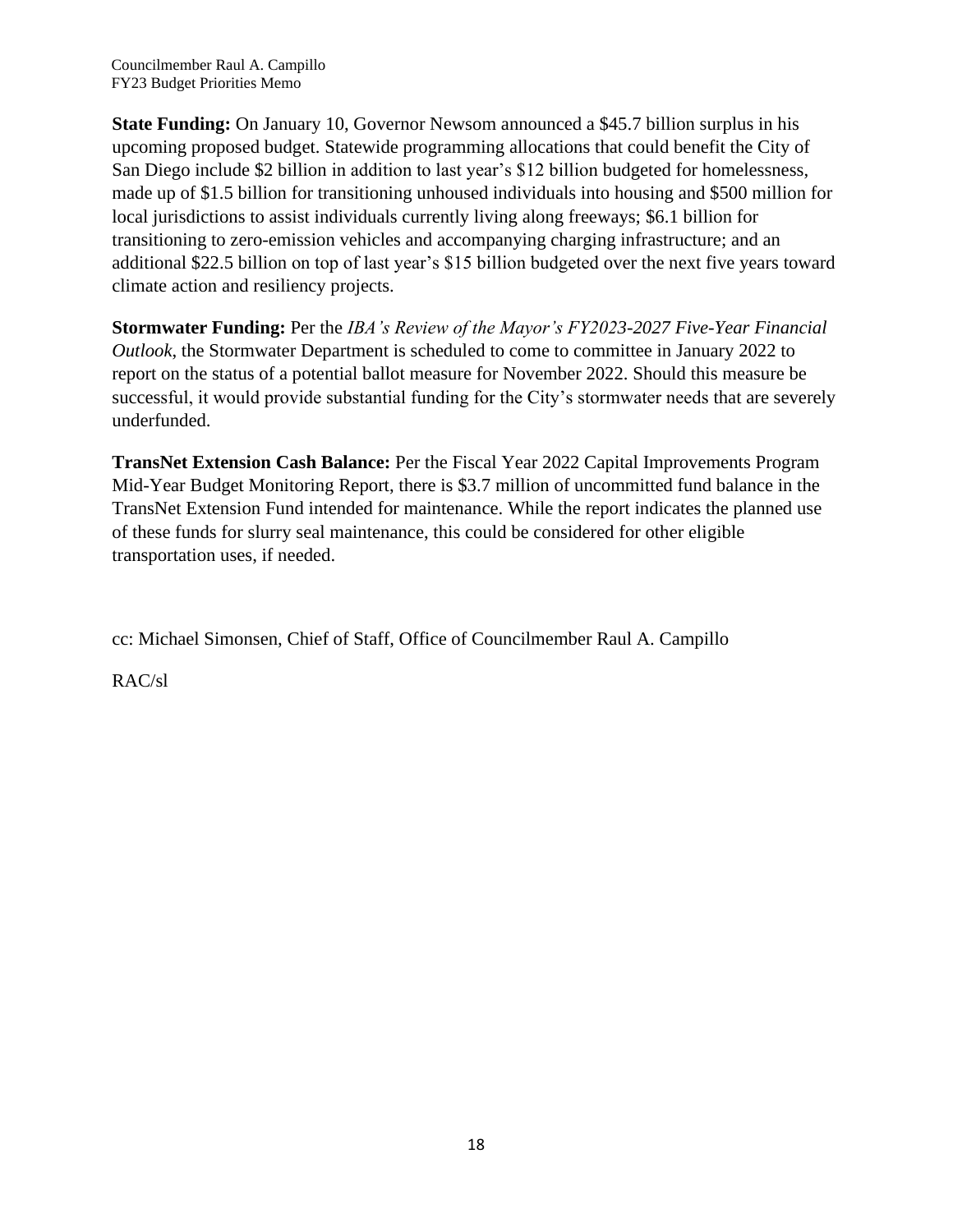**State Funding:** On January 10, Governor Newsom announced a $45.7 billion surplus in his upcoming proposed budget. Statewide programming allocations that could benefit the City of San Diego include $2 billion in addition to last year's $12 billion budgeted for homelessness, made up of $1.5 billion for transitioning unhoused individuals into housing and $500 million for local jurisdictions to assist individuals currently living along freeways; $6.1 billion for transitioning to zero-emission vehicles and accompanying charging infrastructure; and an additional $22.5 billion on top of last year's $15 billion budgeted over the next five years toward climate action and resiliency projects.

**Stormwater Funding:** Per the *IBA's Review of the Mayor's FY2023-2027 Five-Year Financial Outlook*, the Stormwater Department is scheduled to come to committee in January 2022 to report on the status of a potential ballot measure for November 2022. Should this measure be successful, it would provide substantial funding for the City's stormwater needs that are severely underfunded.

**TransNet Extension Cash Balance:** Per the Fiscal Year 2022 Capital Improvements Program Mid-Year Budget Monitoring Report, there is $3.7 million of uncommitted fund balance in the TransNet Extension Fund intended for maintenance. While the report indicates the planned use of these funds for slurry seal maintenance, this could be considered for other eligible transportation uses, if needed.

cc: Michael Simonsen, Chief of Staff, Office of Councilmember Raul A. Campillo

RAC/sl